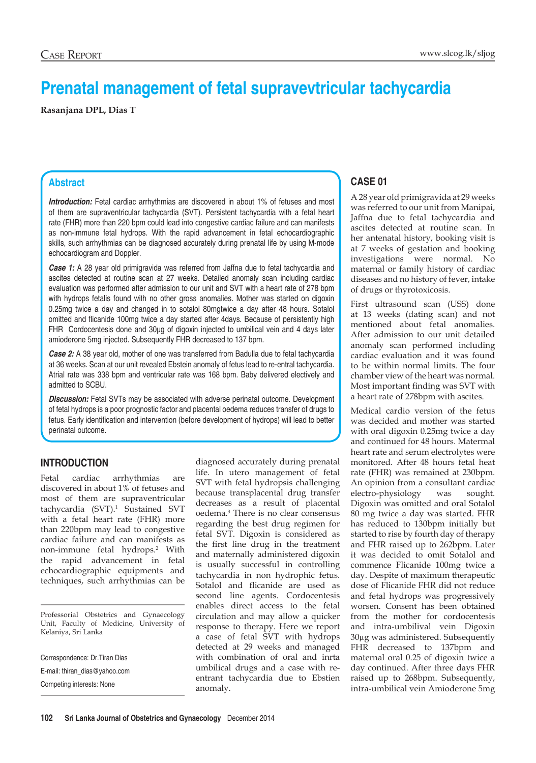Case Report

# Prenatal management of fetal supravevtricular tachycardia

**Rasanjana DPL, Dias T**

## Abstract

***Introduction:*** Fetal cardiac arrhythmias are discovered in about 1% of fetuses and most of them are supraventricular tachycardia (SVT). Persistent tachycardia with a fetal heart rate (FHR) more than 220 bpm could lead into congestive cardiac failure and can manifests as non-immune fetal hydrops. With the rapid advancement in fetal echocardiographic skills, such arrhythmias can be diagnosed accurately during prenatal life by using M-mode echocardiogram and Doppler.

***Case 1:*** A 28 year old primigravida was referred from Jaffna due to fetal tachycardia and ascites detected at routine scan at 27 weeks. Detailed anomaly scan including cardiac evaluation was performed after admission to our unit and SVT with a heart rate of 278 bpm with hydrops fetalis found with no other gross anomalies. Mother was started on digoxin 0.25mg twice a day and changed in to sotalol 80mgtwice a day after 48 hours. Sotalol omitted and flicanide 100mg twice a day started after 4days. Because of persistently high FHR Cordocentesis done and 30µg of digoxin injected to umbilical vein and 4 days later amioderone 5mg injected. Subsequently FHR decreased to 137 bpm.

***Case 2:*** A 38 year old, mother of one was transferred from Badulla due to fetal tachycardia at 36 weeks. Scan at our unit revealed Ebstein anomaly of fetus lead to re-entral tachycardia. Atrial rate was 338 bpm and ventricular rate was 168 bpm. Baby delivered electively and admitted to SCBU.

***Discussion:*** Fetal SVTs may be associated with adverse perinatal outcome. Development of fetal hydrops is a poor prognostic factor and placental oedema reduces transfer of drugs to fetus. Early identification and intervention (before development of hydrops) will lead to better perinatal outcome.

## INTRODUCTION

Fetal cardiac arrhythmias are discovered in about 1% of fetuses and most of them are supraventricular tachycardia (SVT).[1] Sustained SVT with a fetal heart rate (FHR) more than 220bpm may lead to congestive cardiac failure and can manifests as non-immune fetal hydrops.[2] With the rapid advancement in fetal echocardiographic equipments and techniques, such arrhythmias can be diagnosed accurately during prenatal life. In utero management of fetal SVT with fetal hydropsis challenging because transplacental drug transfer decreases as a result of placental oedema.[3] There is no clear consensus regarding the best drug regimen for fetal SVT. Digoxin is considered as the first line drug in the treatment and maternally administered digoxin is usually successful in controlling tachycardia in non hydrophic fetus. Sotalol and flicanide are used as second line agents. Cordocentesis enables direct access to the fetal circulation and may allow a quicker response to therapy. Here we report a case of fetal SVT with hydrops detected at 29 weeks and managed with combination of oral and inrta umbilical drugs and a case with re-entrant tachycardia due to Ebstien anomaly.

Professorial Obstetrics and Gynaecology Unit, Faculty of Medicine, University of Kelaniya, Sri Lanka

Correspondence: Dr.Tiran Dias

E-mail: thiran_dias@yahoo.com

Competing interests: None

## CASE 01

A 28 year old primigravida at 29 weeks was referred to our unit from Manipai, Jaffna due to fetal tachycardia and ascites detected at routine scan. In her antenatal history, booking visit is at 7 weeks of gestation and booking investigations were normal. No maternal or family history of cardiac diseases and no history of fever, intake of drugs or thyrotoxicosis.

First ultrasound scan (USS) done at 13 weeks (dating scan) and not mentioned about fetal anomalies. After admission to our unit detailed anomaly scan performed including cardiac evaluation and it was found to be within normal limits. The four chamber view of the heart was normal. Most important finding was SVT with a heart rate of 278bpm with ascites.

Medical cardio version of the fetus was decided and mother was started with oral digoxin 0.25mg twice a day and continued for 48 hours. Matermal heart rate and serum electrolytes were monitored. After 48 hours fetal heat rate (FHR) was remained at 230bpm. An opinion from a consultant cardiac electro-physiology was sought. Digoxin was omitted and oral Sotalol 80 mg twice a day was started. FHR has reduced to 130bpm initially but started to rise by fourth day of therapy and FHR raised up to 262bpm. Later it was decided to omit Sotalol and commence Flicanide 100mg twice a day. Despite of maximum therapeutic dose of Flicanide FHR did not reduce and fetal hydrops was progressively worsen. Consent has been obtained from the mother for cordocentesis and intra-umbilival vein Digoxin 30µg was administered. Subsequently FHR decreased to 137bpm and maternal oral 0.25 of digoxin twice a day continued. After three days FHR raised up to 268bpm. Subsequently, intra-umbilical vein Amioderone 5mg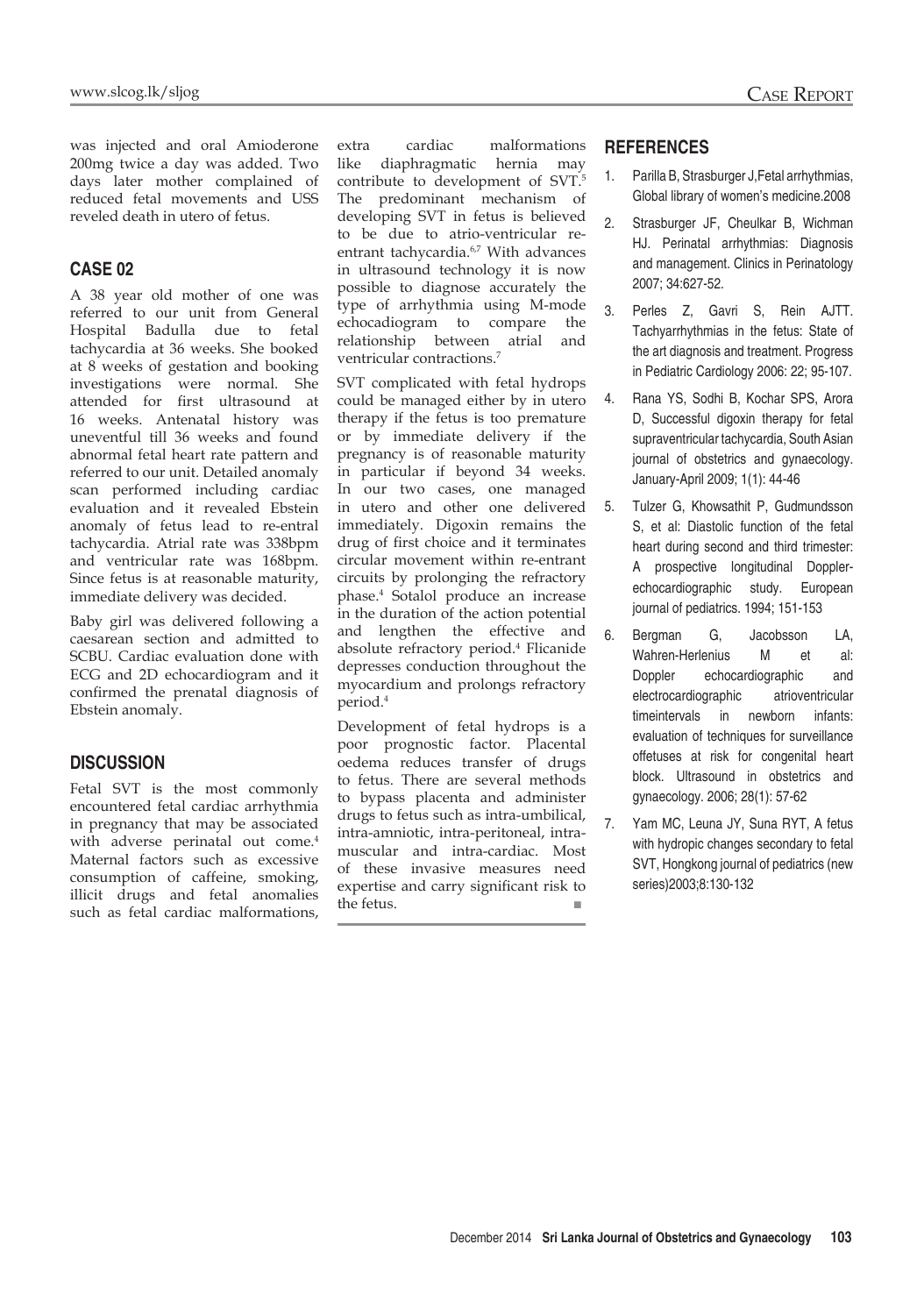was injected and oral Amioderone 200mg twice a day was added. Two days later mother complained of reduced fetal movements and USS reveled death in utero of fetus.

## CASE 02

A 38 year old mother of one was referred to our unit from General Hospital Badulla due to fetal tachycardia at 36 weeks. She booked at 8 weeks of gestation and booking investigations were normal. She attended for first ultrasound at 16 weeks. Antenatal history was uneventful till 36 weeks and found abnormal fetal heart rate pattern and referred to our unit. Detailed anomaly scan performed including cardiac evaluation and it revealed Ebstein anomaly of fetus lead to re-entral tachycardia. Atrial rate was 338bpm and ventricular rate was 168bpm. Since fetus is at reasonable maturity, immediate delivery was decided.

Baby girl was delivered following a caesarean section and admitted to SCBU. Cardiac evaluation done with ECG and 2D echocardiogram and it confirmed the prenatal diagnosis of Ebstein anomaly.

## DISCUSSION

Fetal SVT is the most commonly encountered fetal cardiac arrhythmia in pregnancy that may be associated with adverse perinatal out come.[4] Maternal factors such as excessive consumption of caffeine, smoking, illicit drugs and fetal anomalies such as fetal cardiac malformations, extra cardiac malformations like diaphragmatic hernia may contribute to development of SVT.[5] The predominant mechanism of developing SVT in fetus is believed to be due to atrio-ventricular re-entrant tachycardia.[6,7] With advances in ultrasound technology it is now possible to diagnose accurately the type of arrhythmia using M-mode echocadiogram to compare the relationship between atrial and ventricular contractions.[7]

SVT complicated with fetal hydrops could be managed either by in utero therapy if the fetus is too premature or by immediate delivery if the pregnancy is of reasonable maturity in particular if beyond 34 weeks. In our two cases, one managed in utero and other one delivered immediately. Digoxin remains the drug of first choice and it terminates circular movement within re-entrant circuits by prolonging the refractory phase.[4] Sotalol produce an increase in the duration of the action potential and lengthen the effective and absolute refractory period.[4] Flicanide depresses conduction throughout the myocardium and prolongs refractory period.[4]

Development of fetal hydrops is a poor prognostic factor. Placental oedema reduces transfer of drugs to fetus. There are several methods to bypass placenta and administer drugs to fetus such as intra-umbilical, intra-amniotic, intra-peritoneal, intra-muscular and intra-cardiac. Most of these invasive measures need expertise and carry significant risk to the fetus.

## REFERENCES

1. Parilla B, Strasburger J,Fetal arrhythmias, Global library of women's medicine.2008
2. Strasburger JF, Cheulkar B, Wichman HJ. Perinatal arrhythmias: Diagnosis and management. Clinics in Perinatology 2007; 34:627-52.
3. Perles Z, Gavri S, Rein AJTT. Tachyarrhythmias in the fetus: State of the art diagnosis and treatment. Progress in Pediatric Cardiology 2006: 22; 95-107.
4. Rana YS, Sodhi B, Kochar SPS, Arora D, Successful digoxin therapy for fetal supraventricular tachycardia, South Asian journal of obstetrics and gynaecology. January-April 2009; 1(1): 44-46
5. Tulzer G, Khowsathit P, Gudmundsson S, et al: Diastolic function of the fetal heart during second and third trimester: A prospective longitudinal Doppler-echocardiographic study. European journal of pediatrics. 1994; 151-153
6. Bergman G, Jacobsson LA, Wahren-Herlenius M et al: Doppler echocardiographic and electrocardiographic atrioventricular timeintervals in newborn infants: evaluation of techniques for surveillance offetuses at risk for congenital heart block. Ultrasound in obstetrics and gynaecology. 2006; 28(1): 57-62
7. Yam MC, Leuna JY, Suna RYT, A fetus with hydropic changes secondary to fetal SVT, Hongkong journal of pediatrics (new series)2003;8:130-132